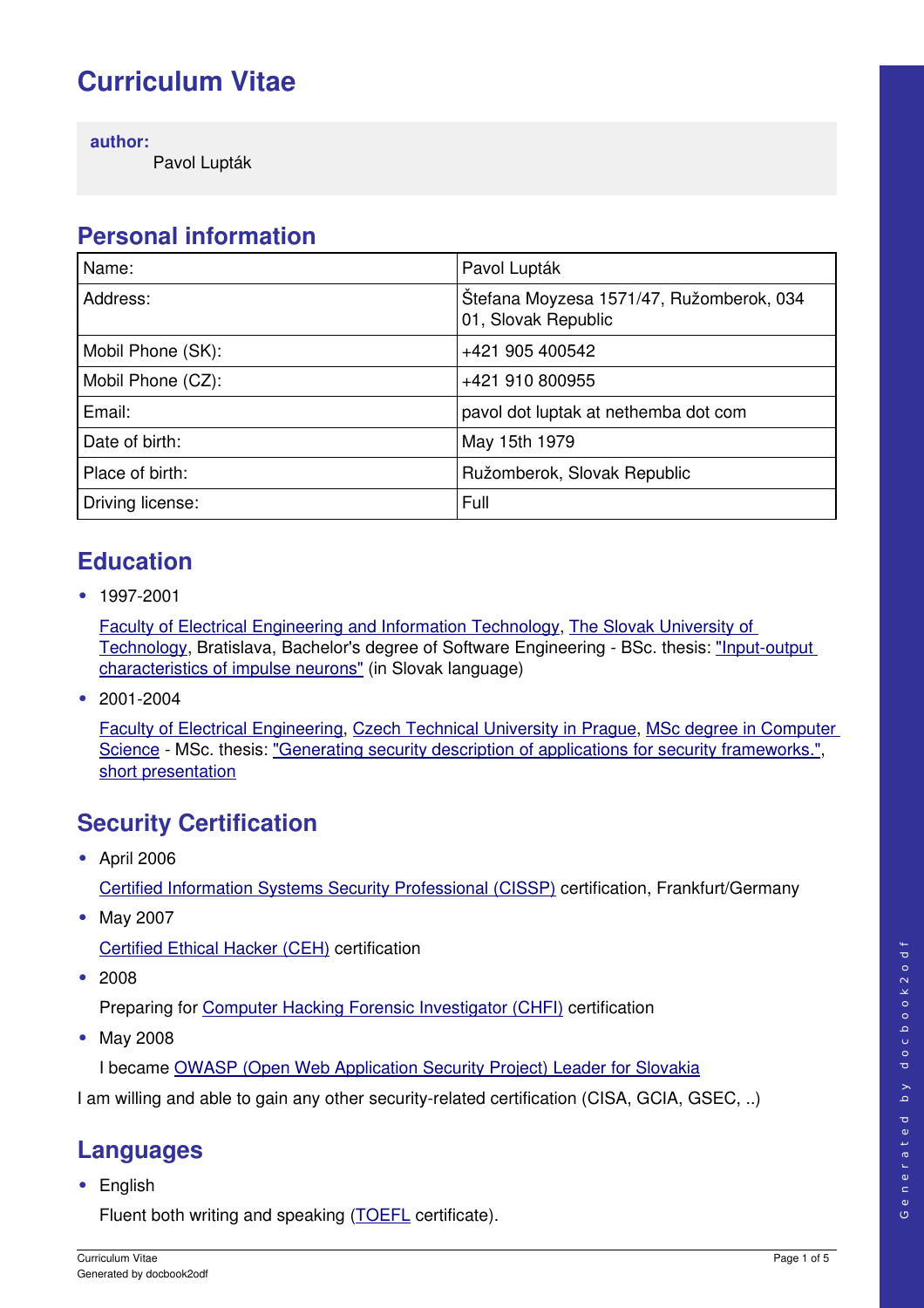# Curriculum Vitae

**author:**
Pavol Lupták

## Personal information

| Name: | Pavol Lupták |
|---|---|
| Address: | Štefana Moyzesa 1571/47, Ružomberok, 034 01, Slovak Republic |
| Mobil Phone (SK): | +421 905 400542 |
| Mobil Phone (CZ): | +421 910 800955 |
| Email: | pavol dot luptak at nethemba dot com |
| Date of birth: | May 15th 1979 |
| Place of birth: | Ružomberok, Slovak Republic |
| Driving license: | Full |

## Education

- 1997-2001

  Faculty of Electrical Engineering and Information Technology, The Slovak University of Technology, Bratislava, Bachelor's degree of Software Engineering - BSc. thesis: "Input-output characteristics of impulse neurons" (in Slovak language)

- 2001-2004

  Faculty of Electrical Engineering, Czech Technical University in Prague, MSc degree in Computer Science - MSc. thesis: "Generating security description of applications for security frameworks.", short presentation

## Security Certification

- April 2006

  Certified Information Systems Security Professional (CISSP) certification, Frankfurt/Germany

- May 2007

  Certified Ethical Hacker (CEH) certification

- 2008

  Preparing for Computer Hacking Forensic Investigator (CHFI) certification

- May 2008

  I became OWASP (Open Web Application Security Project) Leader for Slovakia

I am willing and able to gain any other security-related certification (CISA, GCIA, GSEC, ..)

## Languages

- English

  Fluent both writing and speaking (TOEFL certificate).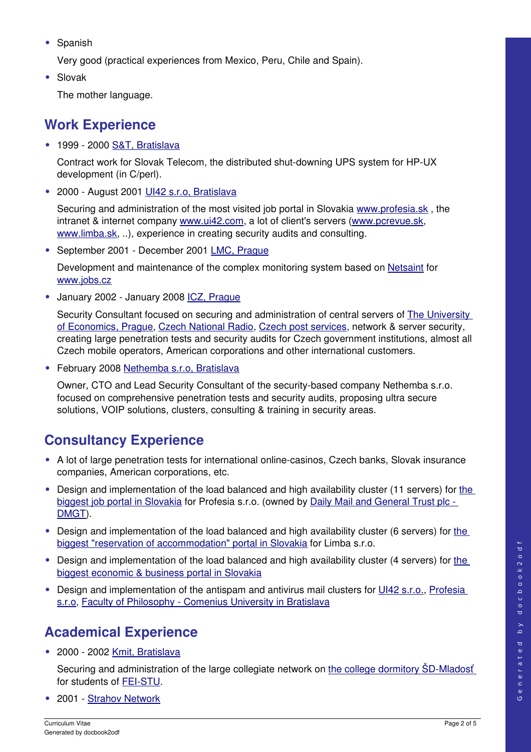- Spanish

  Very good (practical experiences from Mexico, Peru, Chile and Spain).

- Slovak

  The mother language.

## Work Experience

- 1999 - 2000 S&T, Bratislava

  Contract work for Slovak Telecom, the distributed shut-downing UPS system for HP-UX development (in C/perl).

- 2000 - August 2001 UI42 s.r.o, Bratislava

  Securing and administration of the most visited job portal in Slovakia www.profesia.sk , the intranet & internet company www.ui42.com, a lot of client's servers (www.pcrevue.sk, www.limba.sk, ..), experience in creating security audits and consulting.

- September 2001 - December 2001 LMC, Prague

  Development and maintenance of the complex monitoring system based on Netsaint for www.jobs.cz

- January 2002 - January 2008 ICZ, Prague

  Security Consultant focused on securing and administration of central servers of The University of Economics, Prague, Czech National Radio, Czech post services, network & server security, creating large penetration tests and security audits for Czech government institutions, almost all Czech mobile operators, American corporations and other international customers.

- February 2008 Nethemba s.r.o, Bratislava

  Owner, CTO and Lead Security Consultant of the security-based company Nethemba s.r.o. focused on comprehensive penetration tests and security audits, proposing ultra secure solutions, VOIP solutions, clusters, consulting & training in security areas.

## Consultancy Experience

- A lot of large penetration tests for international online-casinos, Czech banks, Slovak insurance companies, American corporations, etc.
- Design and implementation of the load balanced and high availability cluster (11 servers) for the biggest job portal in Slovakia for Profesia s.r.o. (owned by Daily Mail and General Trust plc - DMGT).
- Design and implementation of the load balanced and high availability cluster (6 servers) for the biggest "reservation of accommodation" portal in Slovakia for Limba s.r.o.
- Design and implementation of the load balanced and high availability cluster (4 servers) for the biggest economic & business portal in Slovakia
- Design and implementation of the antispam and antivirus mail clusters for UI42 s.r.o., Profesia s.r.o, Faculty of Philosophy - Comenius University in Bratislava

## Academical Experience

- 2000 - 2002 Kmit, Bratislava

  Securing and administration of the large collegiate network on the college dormitory ŠD-Mladosť for students of FEI-STU.

- 2001 - Strahov Network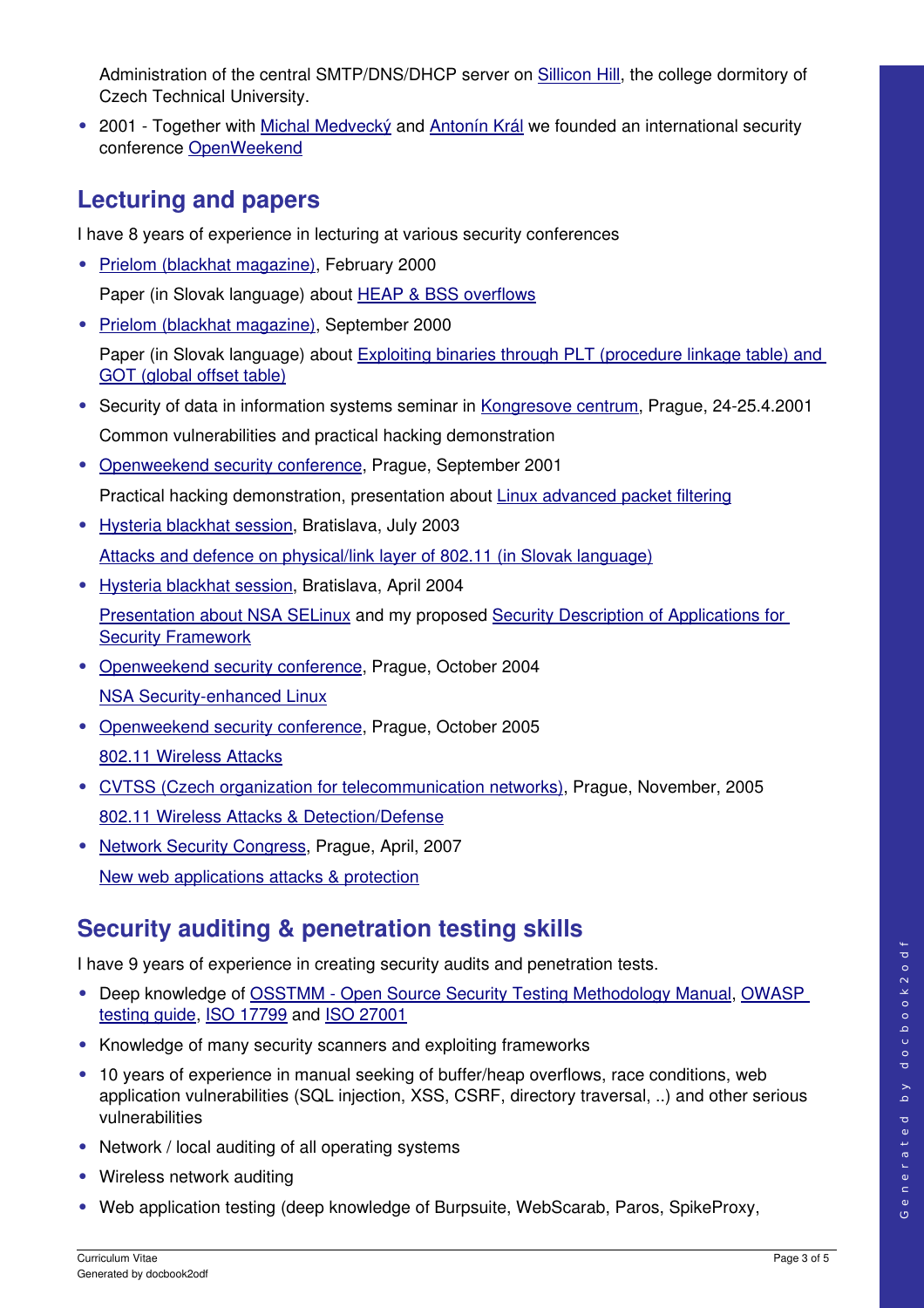Administration of the central SMTP/DNS/DHCP server on Sillicon Hill, the college dormitory of Czech Technical University.

- 2001 - Together with Michal Medvecký and Antonín Král we founded an international security conference OpenWeekend

## Lecturing and papers

I have 8 years of experience in lecturing at various security conferences

- Prielom (blackhat magazine), February 2000

  Paper (in Slovak language) about HEAP & BSS overflows

- Prielom (blackhat magazine), September 2000

  Paper (in Slovak language) about Exploiting binaries through PLT (procedure linkage table) and GOT (global offset table)

- Security of data in information systems seminar in Kongresove centrum, Prague, 24-25.4.2001

  Common vulnerabilities and practical hacking demonstration

- Openweekend security conference, Prague, September 2001

  Practical hacking demonstration, presentation about Linux advanced packet filtering

- Hysteria blackhat session, Bratislava, July 2003

  Attacks and defence on physical/link layer of 802.11 (in Slovak language)

- Hysteria blackhat session, Bratislava, April 2004

  Presentation about NSA SELinux and my proposed Security Description of Applications for Security Framework

- Openweekend security conference, Prague, October 2004

  NSA Security-enhanced Linux

- Openweekend security conference, Prague, October 2005

  802.11 Wireless Attacks

- CVTSS (Czech organization for telecommunication networks), Prague, November, 2005

  802.11 Wireless Attacks & Detection/Defense

- Network Security Congress, Prague, April, 2007

  New web applications attacks & protection

## Security auditing & penetration testing skills

I have 9 years of experience in creating security audits and penetration tests.

- Deep knowledge of OSSTMM - Open Source Security Testing Methodology Manual, OWASP testing guide, ISO 17799 and ISO 27001
- Knowledge of many security scanners and exploiting frameworks
- 10 years of experience in manual seeking of buffer/heap overflows, race conditions, web application vulnerabilities (SQL injection, XSS, CSRF, directory traversal, ..) and other serious vulnerabilities
- Network / local auditing of all operating systems
- Wireless network auditing
- Web application testing (deep knowledge of Burpsuite, WebScarab, Paros, SpikeProxy,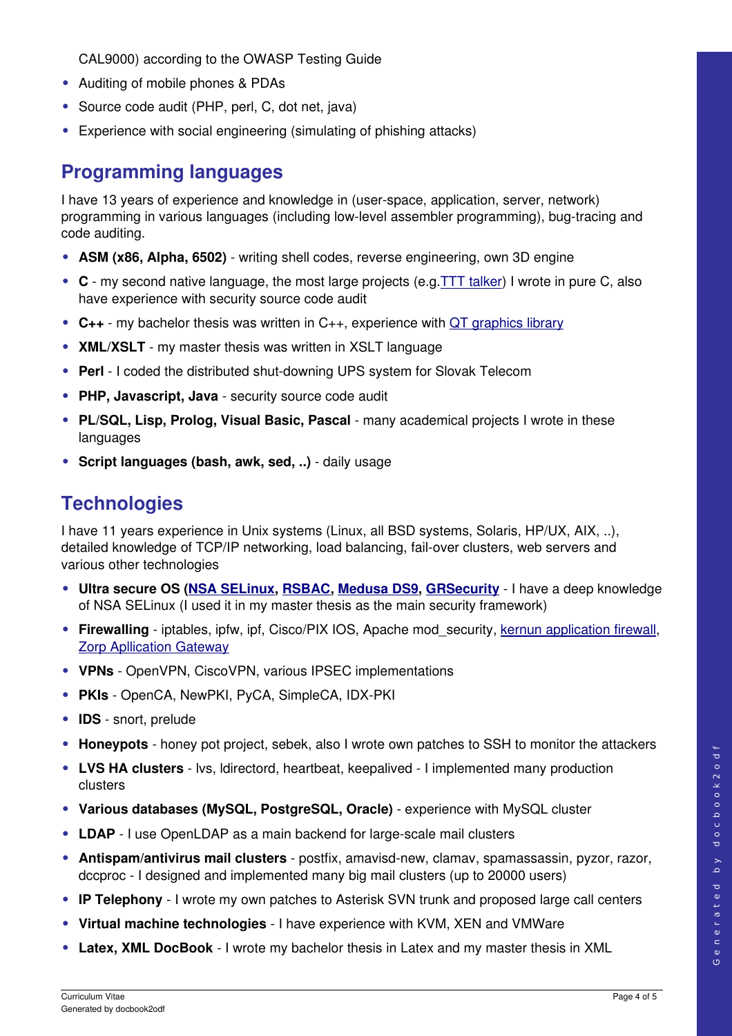CAL9000) according to the OWASP Testing Guide

- Auditing of mobile phones & PDAs
- Source code audit (PHP, perl, C, dot net, java)
- Experience with social engineering (simulating of phishing attacks)

## Programming languages

I have 13 years of experience and knowledge in (user-space, application, server, network) programming in various languages (including low-level assembler programming), bug-tracing and code auditing.

- **ASM (x86, Alpha, 6502)** - writing shell codes, reverse engineering, own 3D engine
- **C** - my second native language, the most large projects (e.g.TTT talker) I wrote in pure C, also have experience with security source code audit
- **C++** - my bachelor thesis was written in C++, experience with QT graphics library
- **XML/XSLT** - my master thesis was written in XSLT language
- **Perl** - I coded the distributed shut-downing UPS system for Slovak Telecom
- **PHP, Javascript, Java** - security source code audit
- **PL/SQL, Lisp, Prolog, Visual Basic, Pascal** - many academical projects I wrote in these languages
- **Script languages (bash, awk, sed, ..)** - daily usage

## Technologies

I have 11 years experience in Unix systems (Linux, all BSD systems, Solaris, HP/UX, AIX, ..), detailed knowledge of TCP/IP networking, load balancing, fail-over clusters, web servers and various other technologies

- **Ultra secure OS (NSA SELinux, RSBAC, Medusa DS9, GRSecurity** - I have a deep knowledge of NSA SELinux (I used it in my master thesis as the main security framework)
- **Firewalling** - iptables, ipfw, ipf, Cisco/PIX IOS, Apache mod_security, kernun application firewall, Zorp Apllication Gateway
- **VPNs** - OpenVPN, CiscoVPN, various IPSEC implementations
- **PKIs** - OpenCA, NewPKI, PyCA, SimpleCA, IDX-PKI
- **IDS** - snort, prelude
- **Honeypots** - honey pot project, sebek, also I wrote own patches to SSH to monitor the attackers
- **LVS HA clusters** - lvs, ldirectord, heartbeat, keepalived - I implemented many production clusters
- **Various databases (MySQL, PostgreSQL, Oracle)** - experience with MySQL cluster
- **LDAP** - I use OpenLDAP as a main backend for large-scale mail clusters
- **Antispam/antivirus mail clusters** - postfix, amavisd-new, clamav, spamassassin, pyzor, razor, dccproc - I designed and implemented many big mail clusters (up to 20000 users)
- **IP Telephony** - I wrote my own patches to Asterisk SVN trunk and proposed large call centers
- **Virtual machine technologies** - I have experience with KVM, XEN and VMWare
- **Latex, XML DocBook** - I wrote my bachelor thesis in Latex and my master thesis in XML